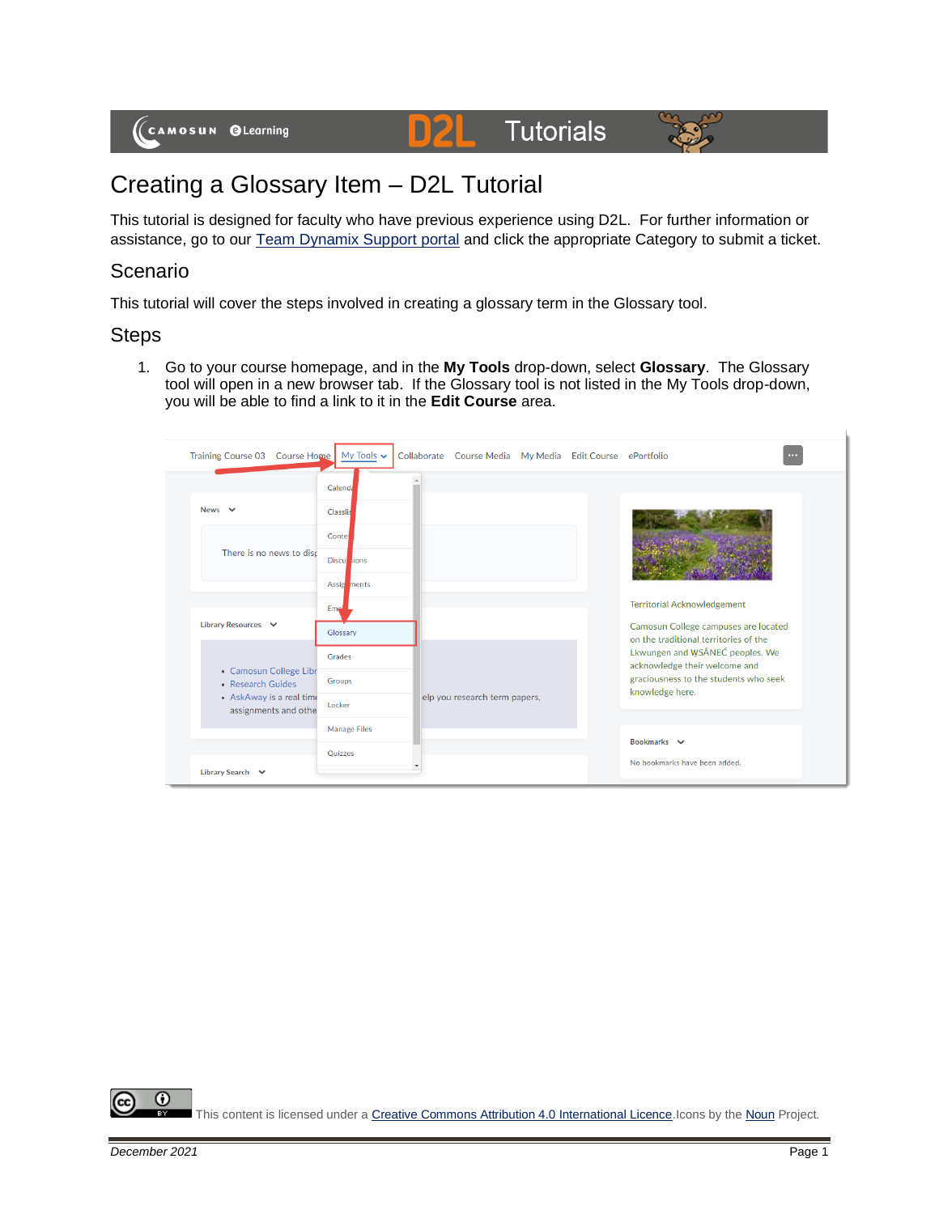# Creating a Glossary Item – D2L Tutorial

This tutorial is designed for faculty who have previous experience using D2L. For further information or assistance, go to our Team Dynamix Support portal and click the appropriate Category to submit a ticket.

## Scenario

This tutorial will cover the steps involved in creating a glossary term in the Glossary tool.

## Steps

1. Go to your course homepage, and in the **My Tools** drop-down, select **Glossary**. The Glossary tool will open in a new browser tab. If the Glossary tool is not listed in the My Tools drop-down, you will be able to find a link to it in the **Edit Course** area.

This content is licensed under a Creative Commons Attribution 4.0 International Licence. Icons by the Noun Project.

*December 2021*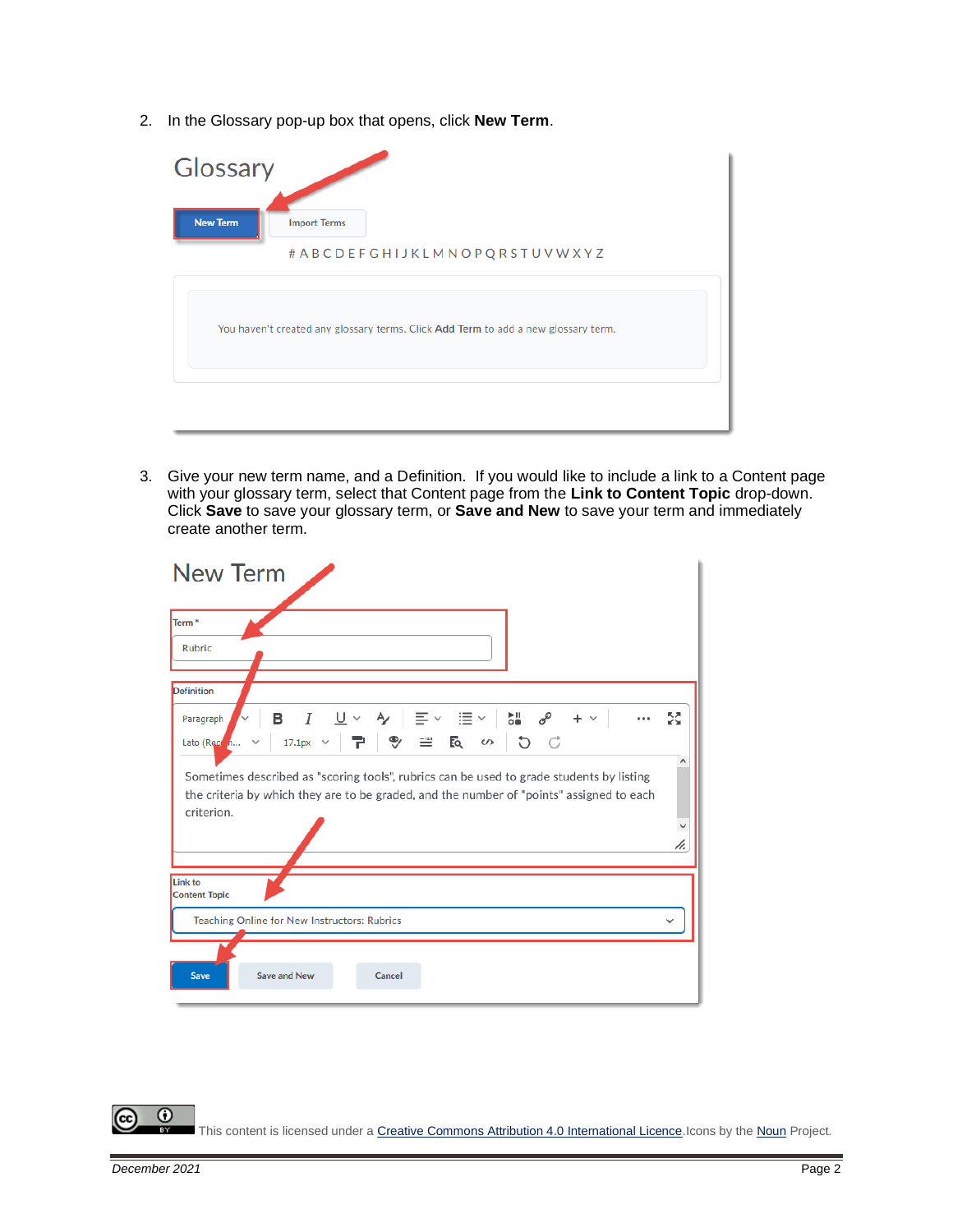2. In the Glossary pop-up box that opens, click **New Term**.

3. Give your new term name, and a Definition. If you would like to include a link to a Content page with your glossary term, select that Content page from the **Link to Content Topic** drop-down. Click **Save** to save your glossary term, or **Save and New** to save your term and immediately create another term.

This content is licensed under a Creative Commons Attribution 4.0 International Licence. Icons by the Noun Project.

*December 2021*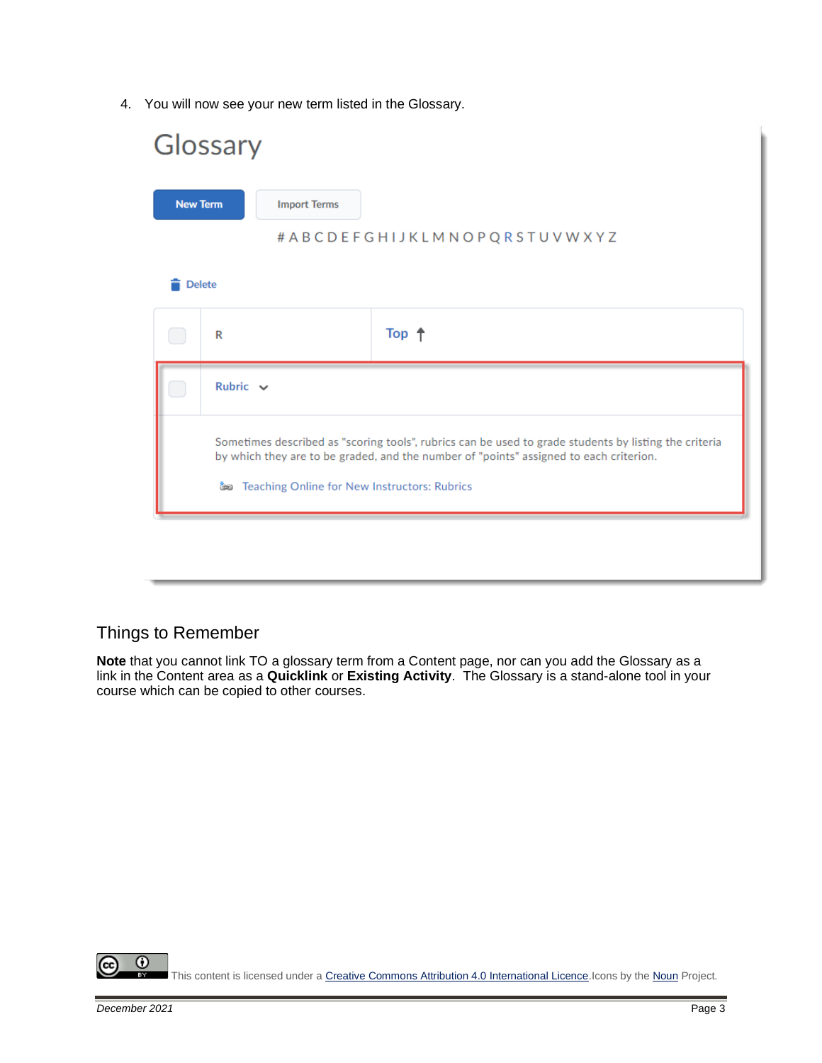4. You will now see your new term listed in the Glossary.

## Things to Remember

**Note** that you cannot link TO a glossary term from a Content page, nor can you add the Glossary as a link in the Content area as a **Quicklink** or **Existing Activity**. The Glossary is a stand-alone tool in your course which can be copied to other courses.

This content is licensed under a Creative Commons Attribution 4.0 International Licence. Icons by the Noun Project.

*December 2021*